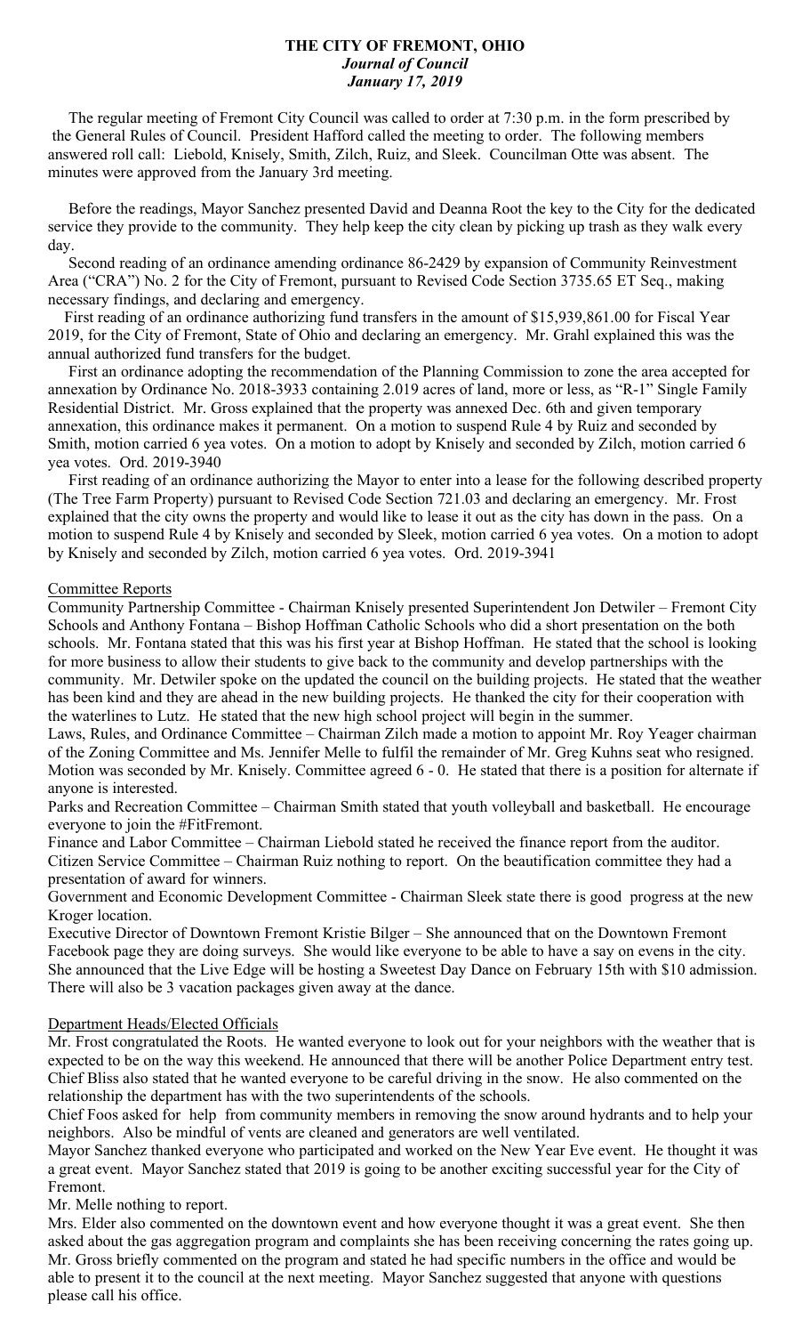# THE CITY OF FREMONT, OHIO
***Journal of Council***
***January 17, 2019***

The regular meeting of Fremont City Council was called to order at 7:30 p.m. in the form prescribed by the General Rules of Council. President Hafford called the meeting to order. The following members answered roll call: Liebold, Knisely, Smith, Zilch, Ruiz, and Sleek. Councilman Otte was absent. The minutes were approved from the January 3rd meeting.

Before the readings, Mayor Sanchez presented David and Deanna Root the key to the City for the dedicated service they provide to the community. They help keep the city clean by picking up trash as they walk every day.

Second reading of an ordinance amending ordinance 86-2429 by expansion of Community Reinvestment Area ("CRA") No. 2 for the City of Fremont, pursuant to Revised Code Section 3735.65 ET Seq., making necessary findings, and declaring and emergency.

First reading of an ordinance authorizing fund transfers in the amount of $15,939,861.00 for Fiscal Year 2019, for the City of Fremont, State of Ohio and declaring an emergency. Mr. Grahl explained this was the annual authorized fund transfers for the budget.

First an ordinance adopting the recommendation of the Planning Commission to zone the area accepted for annexation by Ordinance No. 2018-3933 containing 2.019 acres of land, more or less, as "R-1" Single Family Residential District. Mr. Gross explained that the property was annexed Dec. 6th and given temporary annexation, this ordinance makes it permanent. On a motion to suspend Rule 4 by Ruiz and seconded by Smith, motion carried 6 yea votes. On a motion to adopt by Knisely and seconded by Zilch, motion carried 6 yea votes. Ord. 2019-3940

First reading of an ordinance authorizing the Mayor to enter into a lease for the following described property (The Tree Farm Property) pursuant to Revised Code Section 721.03 and declaring an emergency. Mr. Frost explained that the city owns the property and would like to lease it out as the city has down in the pass. On a motion to suspend Rule 4 by Knisely and seconded by Sleek, motion carried 6 yea votes. On a motion to adopt by Knisely and seconded by Zilch, motion carried 6 yea votes. Ord. 2019-3941

Committee Reports

Community Partnership Committee - Chairman Knisely presented Superintendent Jon Detwiler – Fremont City Schools and Anthony Fontana – Bishop Hoffman Catholic Schools who did a short presentation on the both schools. Mr. Fontana stated that this was his first year at Bishop Hoffman. He stated that the school is looking for more business to allow their students to give back to the community and develop partnerships with the community. Mr. Detwiler spoke on the updated the council on the building projects. He stated that the weather has been kind and they are ahead in the new building projects. He thanked the city for their cooperation with the waterlines to Lutz. He stated that the new high school project will begin in the summer.

Laws, Rules, and Ordinance Committee – Chairman Zilch made a motion to appoint Mr. Roy Yeager chairman of the Zoning Committee and Ms. Jennifer Melle to fulfil the remainder of Mr. Greg Kuhns seat who resigned. Motion was seconded by Mr. Knisely. Committee agreed 6 - 0. He stated that there is a position for alternate if anyone is interested.

Parks and Recreation Committee – Chairman Smith stated that youth volleyball and basketball. He encourage everyone to join the #FitFremont.

Finance and Labor Committee – Chairman Liebold stated he received the finance report from the auditor.

Citizen Service Committee – Chairman Ruiz nothing to report. On the beautification committee they had a presentation of award for winners.

Government and Economic Development Committee - Chairman Sleek state there is good progress at the new Kroger location.

Executive Director of Downtown Fremont Kristie Bilger – She announced that on the Downtown Fremont Facebook page they are doing surveys. She would like everyone to be able to have a say on evens in the city. She announced that the Live Edge will be hosting a Sweetest Day Dance on February 15th with $10 admission. There will also be 3 vacation packages given away at the dance.

Department Heads/Elected Officials

Mr. Frost congratulated the Roots. He wanted everyone to look out for your neighbors with the weather that is expected to be on the way this weekend. He announced that there will be another Police Department entry test. Chief Bliss also stated that he wanted everyone to be careful driving in the snow. He also commented on the relationship the department has with the two superintendents of the schools.

Chief Foos asked for help from community members in removing the snow around hydrants and to help your neighbors. Also be mindful of vents are cleaned and generators are well ventilated.

Mayor Sanchez thanked everyone who participated and worked on the New Year Eve event. He thought it was a great event. Mayor Sanchez stated that 2019 is going to be another exciting successful year for the City of Fremont.

Mr. Melle nothing to report.

Mrs. Elder also commented on the downtown event and how everyone thought it was a great event. She then asked about the gas aggregation program and complaints she has been receiving concerning the rates going up. Mr. Gross briefly commented on the program and stated he had specific numbers in the office and would be able to present it to the council at the next meeting. Mayor Sanchez suggested that anyone with questions please call his office.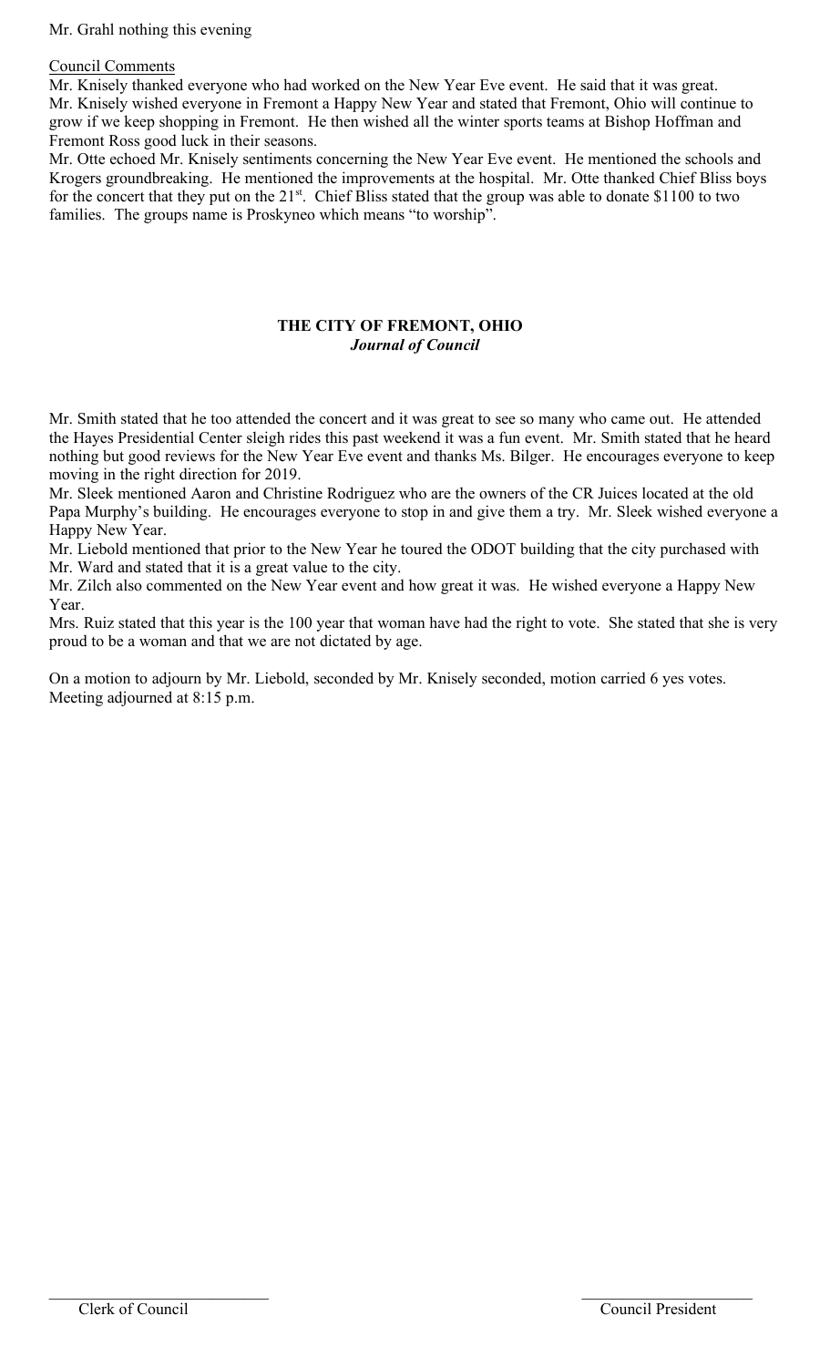Mr. Grahl nothing this evening

Council Comments

Mr. Knisely thanked everyone who had worked on the New Year Eve event. He said that it was great. Mr. Knisely wished everyone in Fremont a Happy New Year and stated that Fremont, Ohio will continue to grow if we keep shopping in Fremont. He then wished all the winter sports teams at Bishop Hoffman and Fremont Ross good luck in their seasons.

Mr. Otte echoed Mr. Knisely sentiments concerning the New Year Eve event. He mentioned the schools and Krogers groundbreaking. He mentioned the improvements at the hospital. Mr. Otte thanked Chief Bliss boys for the concert that they put on the 21st. Chief Bliss stated that the group was able to donate $1100 to two families. The groups name is Proskyneo which means "to worship".

**THE CITY OF FREMONT, OHIO**
***Journal of Council***

Mr. Smith stated that he too attended the concert and it was great to see so many who came out. He attended the Hayes Presidential Center sleigh rides this past weekend it was a fun event. Mr. Smith stated that he heard nothing but good reviews for the New Year Eve event and thanks Ms. Bilger. He encourages everyone to keep moving in the right direction for 2019.

Mr. Sleek mentioned Aaron and Christine Rodriguez who are the owners of the CR Juices located at the old Papa Murphy's building. He encourages everyone to stop in and give them a try. Mr. Sleek wished everyone a Happy New Year.

Mr. Liebold mentioned that prior to the New Year he toured the ODOT building that the city purchased with Mr. Ward and stated that it is a great value to the city.

Mr. Zilch also commented on the New Year event and how great it was. He wished everyone a Happy New Year.

Mrs. Ruiz stated that this year is the 100 year that woman have had the right to vote. She stated that she is very proud to be a woman and that we are not dictated by age.

On a motion to adjourn by Mr. Liebold, seconded by Mr. Knisely seconded, motion carried 6 yes votes. Meeting adjourned at 8:15 p.m.

\_\_\_\_\_\_\_\_\_\_\_\_\_\_\_\_\_\_\_\_\_\_\_\_\_\_\_
Clerk of Council

\_\_\_\_\_\_\_\_\_\_\_\_\_\_\_\_\_\_\_\_\_\_\_\_\_
Council President